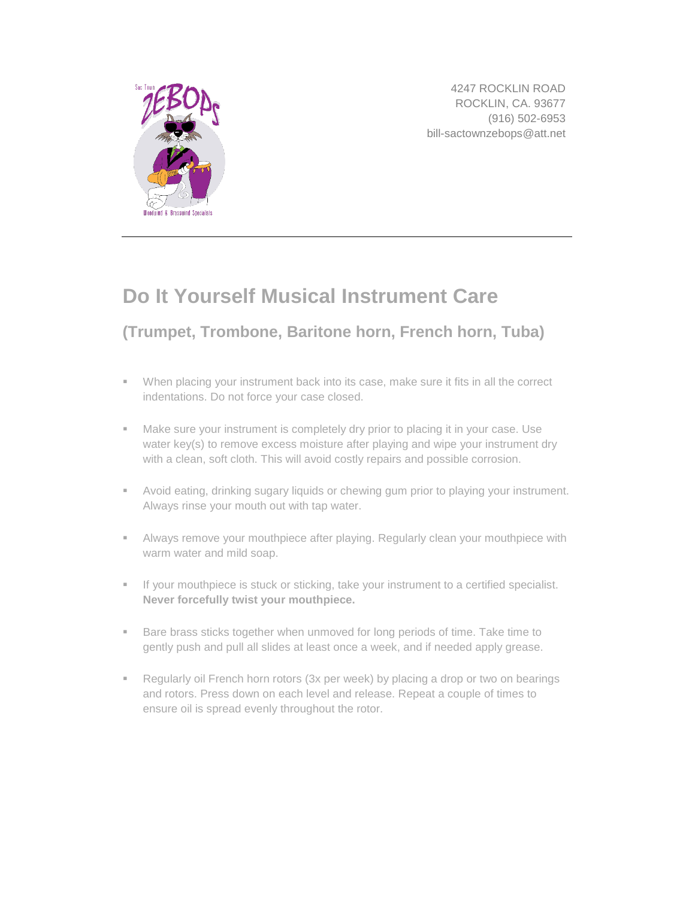4247 ROCKLIN ROAD
ROCKLIN, CA. 93677
(916) 502-6953
bill-sactownzebops@att.net

---

# Do It Yourself Musical Instrument Care

## (Trumpet, Trombone, Baritone horn, French horn, Tuba)

- When placing your instrument back into its case, make sure it fits in all the correct indentations. Do not force your case closed.
- Make sure your instrument is completely dry prior to placing it in your case. Use water key(s) to remove excess moisture after playing and wipe your instrument dry with a clean, soft cloth. This will avoid costly repairs and possible corrosion.
- Avoid eating, drinking sugary liquids or chewing gum prior to playing your instrument. Always rinse your mouth out with tap water.
- Always remove your mouthpiece after playing. Regularly clean your mouthpiece with warm water and mild soap.
- If your mouthpiece is stuck or sticking, take your instrument to a certified specialist. **Never forcefully twist your mouthpiece.**
- Bare brass sticks together when unmoved for long periods of time. Take time to gently push and pull all slides at least once a week, and if needed apply grease.
- Regularly oil French horn rotors (3x per week) by placing a drop or two on bearings and rotors. Press down on each level and release. Repeat a couple of times to ensure oil is spread evenly throughout the rotor.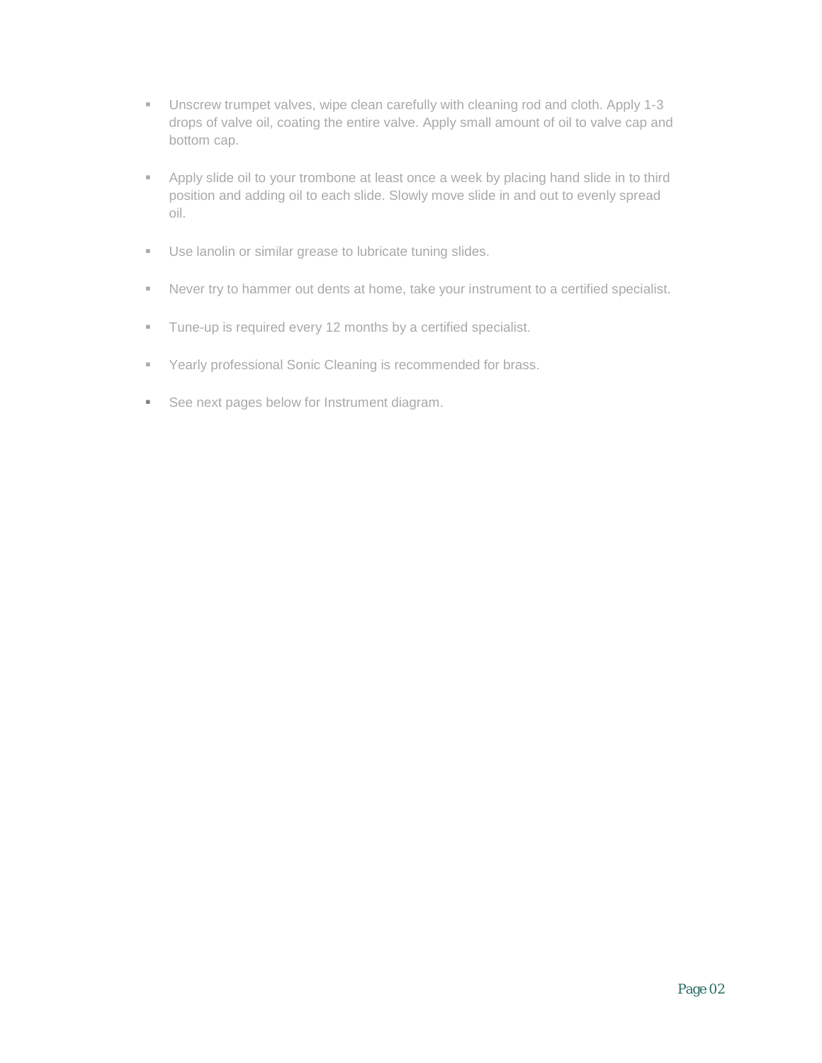- Unscrew trumpet valves, wipe clean carefully with cleaning rod and cloth. Apply 1-3 drops of valve oil, coating the entire valve. Apply small amount of oil to valve cap and bottom cap.
- Apply slide oil to your trombone at least once a week by placing hand slide in to third position and adding oil to each slide. Slowly move slide in and out to evenly spread oil.
- Use lanolin or similar grease to lubricate tuning slides.
- Never try to hammer out dents at home, take your instrument to a certified specialist.
- Tune-up is required every 12 months by a certified specialist.
- Yearly professional Sonic Cleaning is recommended for brass.
- See next pages below for Instrument diagram.